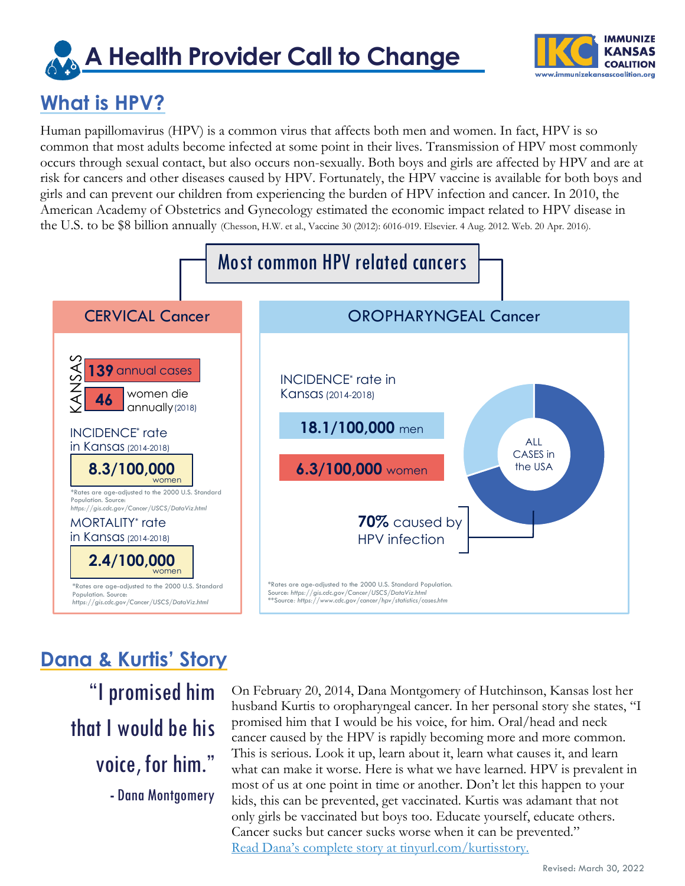# A Health Provider Call to Change

IMMUNIZE KANSAS COALITION
www.immunizekansascoalition.org

## What is HPV?

Human papillomavirus (HPV) is a common virus that affects both men and women. In fact, HPV is so common that most adults become infected at some point in their lives. Transmission of HPV most commonly occurs through sexual contact, but also occurs non-sexually. Both boys and girls are affected by HPV and are at risk for cancers and other diseases caused by HPV. Fortunately, the HPV vaccine is available for both boys and girls and can prevent our children from experiencing the burden of HPV infection and cancer. In 2010, the American Academy of Obstetrics and Gynecology estimated the economic impact related to HPV disease in the U.S. to be $8 billion annually (Chesson, H.W. et al., Vaccine 30 (2012): 6016-019. Elsevier. 4 Aug. 2012. Web. 20 Apr. 2016).

### Most common HPV related cancers

#### CERVICAL Cancer

KANSAS

- **139** annual cases
- **46** women die annually (2018)

INCIDENCE* rate in Kansas (2014-2018)

**8.3/100,000** women

*Rates are age-adjusted to the 2000 U.S. Standard Population. Source: https://gis.cdc.gov/Cancer/USCS/DataViz.html

MORTALITY* rate in Kansas (2014-2018)

**2.4/100,000** women

*Rates are age-adjusted to the 2000 U.S. Standard Population. Source: https://gis.cdc.gov/Cancer/USCS/DataViz.html

#### OROPHARYNGEAL Cancer

INCIDENCE* rate in Kansas (2014-2018)

- **18.1/100,000** men
- **6.3/100,000** women

ALL CASES in the USA

**70%** caused by HPV infection

*Rates are age-adjusted to the 2000 U.S. Standard Population. Source: https://gis.cdc.gov/Cancer/USCS/DataViz.html
**Source: https://www.cdc.gov/cancer/hpv/statistics/cases.htm

## Dana & Kurtis' Story

> "I promised him that I would be his voice, for him."
> - Dana Montgomery

On February 20, 2014, Dana Montgomery of Hutchinson, Kansas lost her husband Kurtis to oropharyngeal cancer. In her personal story she states, "I promised him that I would be his voice, for him. Oral/head and neck cancer caused by the HPV is rapidly becoming more and more common. This is serious. Look it up, learn about it, learn what causes it, and learn what can make it worse. Here is what we have learned. HPV is prevalent in most of us at one point in time or another. Don't let this happen to your kids, this can be prevented, get vaccinated. Kurtis was adamant that not only girls be vaccinated but boys too. Educate yourself, educate others. Cancer sucks but cancer sucks worse when it can be prevented."
[Read Dana's complete story at tinyurl.com/kurtisstory.](tinyurl.com/kurtisstory)

Revised: March 30, 2022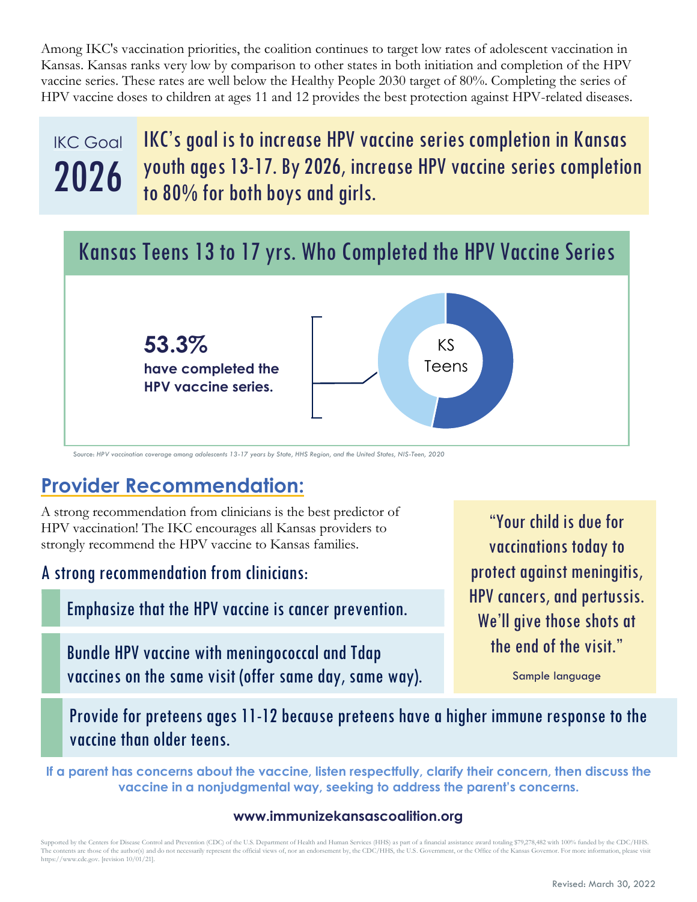Among IKC's vaccination priorities, the coalition continues to target low rates of adolescent vaccination in Kansas. Kansas ranks very low by comparison to other states in both initiation and completion of the HPV vaccine series. These rates are well below the Healthy People 2030 target of 80%. Completing the series of HPV vaccine doses to children at ages 11 and 12 provides the best protection against HPV-related diseases.

**IKC Goal 2026**

IKC's goal is to increase HPV vaccine series completion in Kansas youth ages 13-17. By 2026, increase HPV vaccine series completion to 80% for both boys and girls.

## Kansas Teens 13 to 17 yrs. Who Completed the HPV Vaccine Series

**53.3%**
**have completed the HPV vaccine series.**

KS Teens

Source: *HPV vaccination coverage among adolescents 13-17 years by State, HHS Region, and the United States, NIS-Teen, 2020*

## Provider Recommendation:

A strong recommendation from clinicians is the best predictor of HPV vaccination! The IKC encourages all Kansas providers to strongly recommend the HPV vaccine to Kansas families.

### A strong recommendation from clinicians:

- Emphasize that the HPV vaccine is cancer prevention.
- Bundle HPV vaccine with meningococcal and Tdap vaccines on the same visit (offer same day, same way).
- Provide for preteens ages 11-12 because preteens have a higher immune response to the vaccine than older teens.

"Your child is due for vaccinations today to protect against meningitis, HPV cancers, and pertussis. We'll give those shots at the end of the visit."

Sample language

**If a parent has concerns about the vaccine, listen respectfully, clarify their concern, then discuss the vaccine in a nonjudgmental way, seeking to address the parent's concerns.**

**www.immunizekansascoalition.org**

Supported by the Centers for Disease Control and Prevention (CDC) of the U.S. Department of Health and Human Services (HHS) as part of a financial assistance award totaling $79,278,482 with 100% funded by the CDC/HHS. The contents are those of the author(s) and do not necessarily represent the official views of, nor an endorsement by, the CDC/HHS, the U.S. Government, or the Office of the Kansas Governor. For more information, please visit https://www.cdc.gov. [revision 10/01/21].

Revised: March 30, 2022